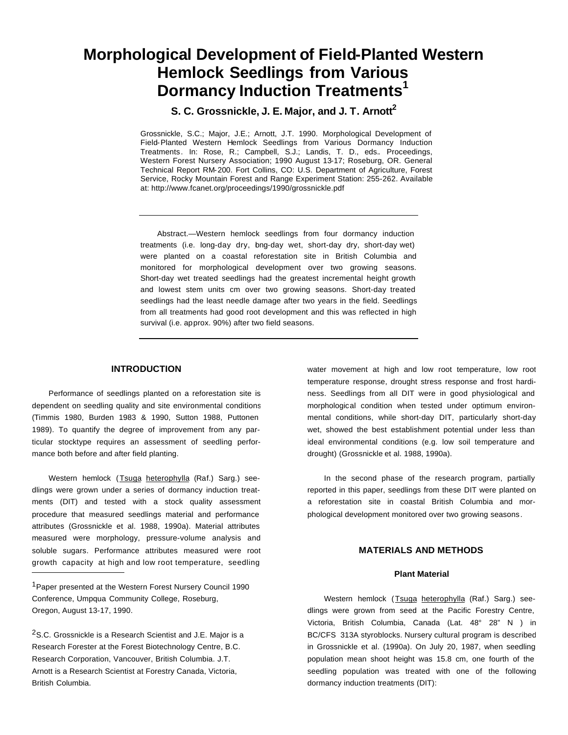# Morphological Development of Field-Planted Western Hemlock Seedlings from Various Dormancy Induction Treatments[1]

**S. C. Grossnickle, J. E. Major, and J. T. Arnott[2]**

Grossnickle, S.C.; Major, J.E.; Arnott, J.T. 1990. Morphological Development of Field-Planted Western Hemlock Seedlings from Various Dormancy Induction Treatments. In: Rose, R.; Campbell, S.J.; Landis, T. D., eds.. Proceedings, Western Forest Nursery Association; 1990 August 13-17; Roseburg, OR. General Technical Report RM-200. Fort Collins, CO: U.S. Department of Agriculture, Forest Service, Rocky Mountain Forest and Range Experiment Station: 255-262. Available at: http://www.fcanet.org/proceedings/1990/grossnickle.pdf

---

Abstract.—Western hemlock seedlings from four dormancy induction treatments (i.e. long-day dry, long-day wet, short-day dry, short-day wet) were planted on a coastal reforestation site in British Columbia and monitored for morphological development over two growing seasons. Short-day wet treated seedlings had the greatest incremental height growth and lowest stem units cm over two growing seasons. Short-day treated seedlings had the least needle damage after two years in the field. Seedlings from all treatments had good root development and this was reflected in high survival (i.e. approx. 90%) after two field seasons.

---

## INTRODUCTION

Performance of seedlings planted on a reforestation site is dependent on seedling quality and site environmental conditions (Timmis 1980, Burden 1983 & 1990, Sutton 1988, Puttonen 1989). To quantify the degree of improvement from any particular stocktype requires an assessment of seedling performance both before and after field planting.

Western hemlock (Tsuga heterophylla (Raf.) Sarg.) seedlings were grown under a series of dormancy induction treatments (DIT) and tested with a stock quality assessment procedure that measured seedlings material and performance attributes (Grossnickle et al. 1988, 1990a). Material attributes measured were morphology, pressure-volume analysis and soluble sugars. Performance attributes measured were root growth capacity at high and low root temperature, seedling water movement at high and low root temperature, low root temperature response, drought stress response and frost hardiness. Seedlings from all DIT were in good physiological and morphological condition when tested under optimum environmental conditions, while short-day DIT, particularly short-day wet, showed the best establishment potential under less than ideal environmental conditions (e.g. low soil temperature and drought) (Grossnickle et al. 1988, 1990a).

In the second phase of the research program, partially reported in this paper, seedlings from these DIT were planted on a reforestation site in coastal British Columbia and morphological development monitored over two growing seasons.

## MATERIALS AND METHODS

### Plant Material

Western hemlock (Tsuga heterophylla (Raf.) Sarg.) seedlings were grown from seed at the Pacific Forestry Centre, Victoria, British Columbia, Canada (Lat. 48° 28" N ) in BC/CFS 313A styroblocks. Nursery cultural program is described in Grossnickle et al. (1990a). On July 20, 1987, when seedling population mean shoot height was 15.8 cm, one fourth of the seedling population was treated with one of the following dormancy induction treatments (DIT):

[1]Paper presented at the Western Forest Nursery Council 1990 Conference, Umpqua Community College, Roseburg, Oregon, August 13-17, 1990.

[2]S.C. Grossnickle is a Research Scientist and J.E. Major is a Research Forester at the Forest Biotechnology Centre, B.C. Research Corporation, Vancouver, British Columbia. J.T. Arnott is a Research Scientist at Forestry Canada, Victoria, British Columbia.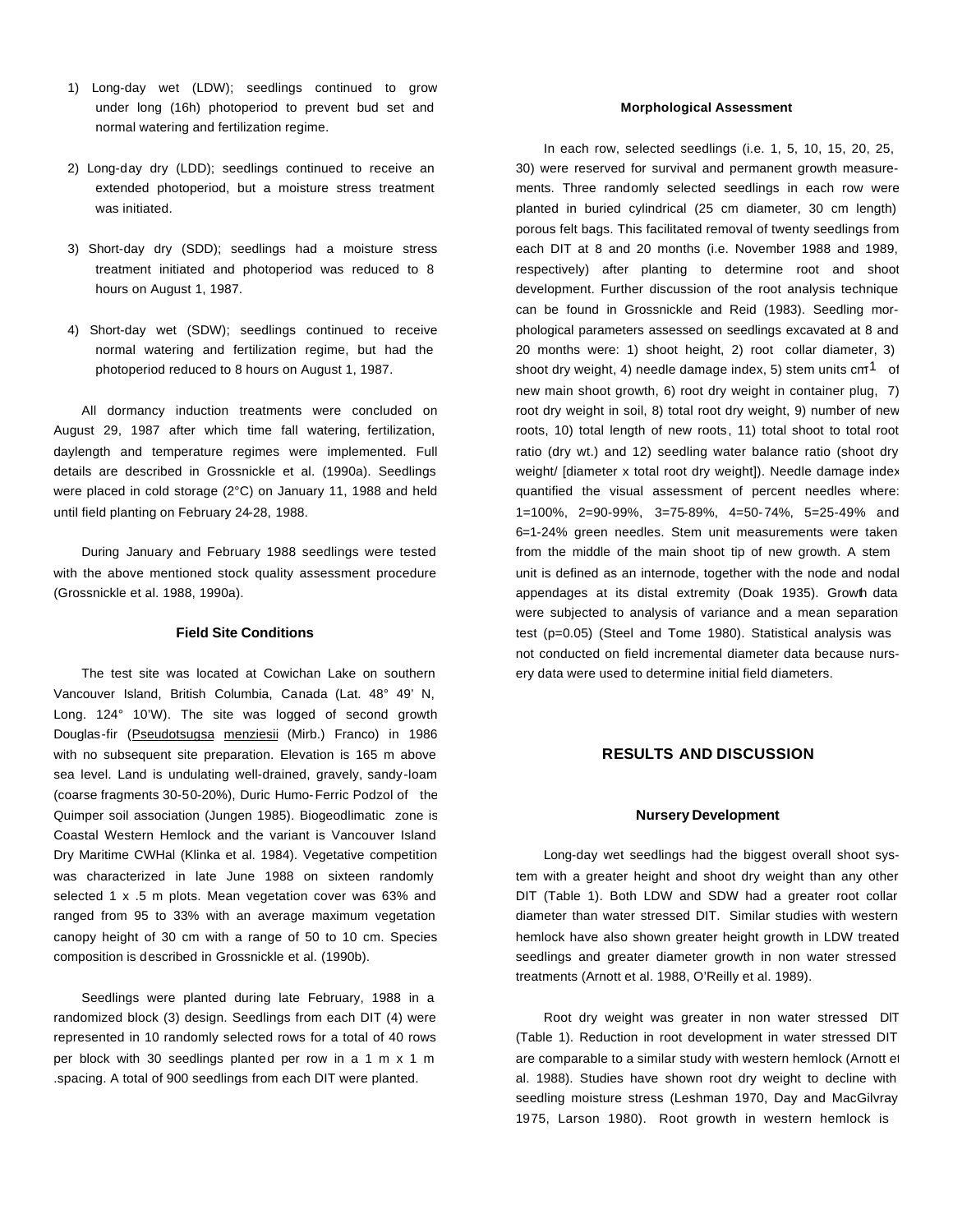1) Long-day wet (LDW); seedlings continued to grow under long (16h) photoperiod to prevent bud set and normal watering and fertilization regime.

2) Long-day dry (LDD); seedlings continued to receive an extended photoperiod, but a moisture stress treatment was initiated.

3) Short-day dry (SDD); seedlings had a moisture stress treatment initiated and photoperiod was reduced to 8 hours on August 1, 1987.

4) Short-day wet (SDW); seedlings continued to receive normal watering and fertilization regime, but had the photoperiod reduced to 8 hours on August 1, 1987.

All dormancy induction treatments were concluded on August 29, 1987 after which time fall watering, fertilization, daylength and temperature regimes were implemented. Full details are described in Grossnickle et al. (1990a). Seedlings were placed in cold storage (2°C) on January 11, 1988 and held until field planting on February 24-28, 1988.

During January and February 1988 seedlings were tested with the above mentioned stock quality assessment procedure (Grossnickle et al. 1988, 1990a).

### Field Site Conditions

The test site was located at Cowichan Lake on southern Vancouver Island, British Columbia, Canada (Lat. 48° 49' N, Long. 124° 10'W). The site was logged of second growth Douglas-fir (Pseudotsugsa menziesii (Mirb.) Franco) in 1986 with no subsequent site preparation. Elevation is 165 m above sea level. Land is undulating well-drained, gravely, sandy-loam (coarse fragments 30-50-20%), Duric Humo-Ferric Podzol of the Quimper soil association (Jungen 1985). Biogeodlimatic zone is Coastal Western Hemlock and the variant is Vancouver Island Dry Maritime CWHal (Klinka et al. 1984). Vegetative competition was characterized in late June 1988 on sixteen randomly selected 1 x .5 m plots. Mean vegetation cover was 63% and ranged from 95 to 33% with an average maximum vegetation canopy height of 30 cm with a range of 50 to 10 cm. Species composition is described in Grossnickle et al. (1990b).

Seedlings were planted during late February, 1988 in a randomized block (3) design. Seedlings from each DIT (4) were represented in 10 randomly selected rows for a total of 40 rows per block with 30 seedlings planted per row in a 1 m x 1 m .spacing. A total of 900 seedlings from each DIT were planted.

### Morphological Assessment

In each row, selected seedlings (i.e. 1, 5, 10, 15, 20, 25, 30) were reserved for survival and permanent growth measurements. Three randomly selected seedlings in each row were planted in buried cylindrical (25 cm diameter, 30 cm length) porous felt bags. This facilitated removal of twenty seedlings from each DIT at 8 and 20 months (i.e. November 1988 and 1989, respectively) after planting to determine root and shoot development. Further discussion of the root analysis technique can be found in Grossnickle and Reid (1983). Seedling morphological parameters assessed on seedlings excavated at 8 and 20 months were: 1) shoot height, 2) root collar diameter, 3) shoot dry weight, 4) needle damage index, 5) stem units $cm^{-1}$ of new main shoot growth, 6) root dry weight in container plug, 7) root dry weight in soil, 8) total root dry weight, 9) number of new roots, 10) total length of new roots, 11) total shoot to total root ratio (dry wt.) and 12) seedling water balance ratio (shoot dry weight/ [diameter x total root dry weight]). Needle damage index quantified the visual assessment of percent needles where: 1=100%, 2=90-99%, 3=75-89%, 4=50-74%, 5=25-49% and 6=1-24% green needles. Stem unit measurements were taken from the middle of the main shoot tip of new growth. A stem unit is defined as an internode, together with the node and nodal appendages at its distal extremity (Doak 1935). Growth data were subjected to analysis of variance and a mean separation test (p=0.05) (Steel and Tome 1980). Statistical analysis was not conducted on field incremental diameter data because nursery data were used to determine initial field diameters.

## RESULTS AND DISCUSSION

### Nursery Development

Long-day wet seedlings had the biggest overall shoot system with a greater height and shoot dry weight than any other DIT (Table 1). Both LDW and SDW had a greater root collar diameter than water stressed DIT. Similar studies with western hemlock have also shown greater height growth in LDW treated seedlings and greater diameter growth in non water stressed treatments (Arnott et al. 1988, O'Reilly et al. 1989).

Root dry weight was greater in non water stressed DIT (Table 1). Reduction in root development in water stressed DIT are comparable to a similar study with western hemlock (Arnott et al. 1988). Studies have shown root dry weight to decline with seedling moisture stress (Leshman 1970, Day and MacGilvray 1975, Larson 1980). Root growth in western hemlock is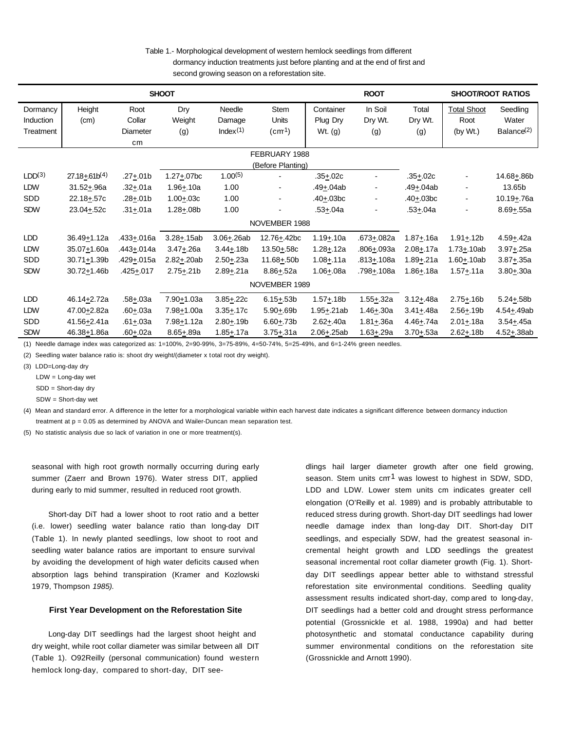Table 1.- Morphological development of western hemlock seedlings from different dormancy induction treatments just before planting and at the end of first and second growing season on a reforestation site.

| SHOOT | | | | | | ROOT | | | SHOOT/ROOT RATIOS | |
|---|---|---|---|---|---|---|---|---|---|---|
| Dormancy Induction Treatment | Height (cm) | Root Collar Diameter cm | Dry Weight (g) | Needle Damage Index[(1)] | Stem Units ($cm^{-1}$) | Container Plug Dry Wt. (g) | In Soil Dry Wt. (g) | Total Dry Wt. (g) | Total Shoot / Root (by Wt.) | Seedling Water Balance[(2)] |
| FEBRUARY 1988 (Before Planting) | | | | | | | | | | |
| LDD[(3)] | 27.18±.61b[(4)] | .27±.01b | 1.27±.07bc | 1.00[(5)] | - | .35±.02c | - | .35±.02c | - | 14.68±.86b |
| LDW | 31.52±.96a | .32±.01a | 1.96±.10a | 1.00 | - | .49±.04ab | - | .49±.04ab | - | 13.65b |
| SDD | 22.18±.57c | .28±.01b | 1.00±.03c | 1.00 | - | .40±.03bc | - | .40±.03bc | - | 10.19±.76a |
| SDW | 23.04±.52c | .31±.01a | 1.28±.08b | 1.00 | - | .53±.04a | - | .53±.04a | - | 8.69±.55a |
| NOVEMBER 1988 | | | | | | | | | | |
| LDD | 36.49±1.12a | .433±.016a | 3.28±.15ab | 3.06±.26ab | 12.76±.42bc | 1.19±.10a | .673±.082a | 1.87±.16a | 1.91±.12b | 4.59±.42a |
| LDW | 35.07±1.60a | .443±.014a | 3.47±.26a | 3.44±.18b | 13.50±.58c | 1.28±.12a | .806±.093a | 2.08±.17a | 1.73±.10ab | 3.97±.25a |
| SDD | 30.71±1.39b | .429±.015a | 2.82±.20ab | 2.50±.23a | 11.68±.50b | 1.08±.11a | .813±.108a | 1.89±.21a | 1.60±.10ab | 3.87±.35a |
| SDW | 30.72±1.46b | .425±.017 | 2.75±.21b | 2.89±.21a | 8.86±.52a | 1.06±.08a | .798±.108a | 1.86±.18a | 1.57±.11a | 3.80±.30a |
| NOVEMBER 1989 | | | | | | | | | | |
| LDD | 46.14±2.72a | .58±.03a | 7.90±1.03a | 3.85±.22c | 6.15±.53b | 1.57±.18b | 1.55±.32a | 3.12±.48a | 2.75±.16b | 5.24±.58b |
| LDW | 47.00±2.82a | .60±.03a | 7.98±1.00a | 3.35±.17c | 5.90±.69b | 1.95±.21ab | 1.46±.30a | 3.41±.48a | 2.56±.19b | 4.54±.49ab |
| SDD | 41.56±2.41a | .61±.03a | 7.98±1.12a | 2.80±.19b | 6.60±.73b | 2.62±.40a | 1.81±.36a | 4.46±.74a | 2.01±.18a | 3.54±.45a |
| SDW | 46.38±1.86a | .60±.02a | 8.65±.89a | 1.85±.17a | 3.75±.31a | 2.06±.25ab | 1.63±.29a | 3.70±.53a | 2.62±.18b | 4.52±.38ab |

(1) Needle damage index was categorized as: 1=100%, 2=90-99%, 3=75-89%, 4=50-74%, 5=25-49%, and 6=1-24% green needles.

(2) Seedling water balance ratio is: shoot dry weight/(diameter x total root dry weight).

(3) LDD=Long-day dry
LDW = Long-day wet
SDD = Short-day dry
SDW = Short-day wet

(4) Mean and standard error. A difference in the letter for a morphological variable within each harvest date indicates a significant difference between dormancy induction treatment at p = 0.05 as determined by ANOVA and Wailer-Duncan mean separation test.

(5) No statistic analysis due so lack of variation in one or more treatment(s).

seasonal with high root growth normally occurring during early summer (Zaerr and Brown 1976). Water stress DIT, applied during early to mid summer, resulted in reduced root growth.

Short-day DiT had a lower shoot to root ratio and a better (i.e. lower) seedling water balance ratio than long-day DIT (Table 1). In newly planted seedlings, low shoot to root and seedling water balance ratios are important to ensure survival by avoiding the development of high water deficits caused when absorption lags behind transpiration (Kramer and Kozlowski 1979, Thompson *1985).*

### First Year Development on the Reforestation Site

Long-day DIT seedlings had the largest shoot height and dry weight, while root collar diameter was similar between all DIT (Table 1). O92Reilly (personal communication) found western hemlock long-day, compared to short-day, DIT seedlings hail larger diameter growth after one field growing, season. Stem units $cm^{-1}$ was lowest to highest in SDW, SDD, LDD and LDW. Lower stem units cm indicates greater cell elongation (O'Reilly et al. 1989) and is probably attributable to reduced stress during growth. Short-day DIT seedlings had lower needle damage index than long-day DIT. Short-day DIT seedlings, and especially SDW, had the greatest seasonal incremental height growth and LDD seedlings the greatest seasonal incremental root collar diameter growth (Fig. 1). Short-day DIT seedlings appear better able to withstand stressful reforestation site environmental conditions. Seedling quality assessment results indicated short-day, compared to long-day, DIT seedlings had a better cold and drought stress performance potential (Grossnickle et al. 1988, 1990a) and had better photosynthetic and stomatal conductance capability during summer environmental conditions on the reforestation site (Grossnickle and Arnott 1990).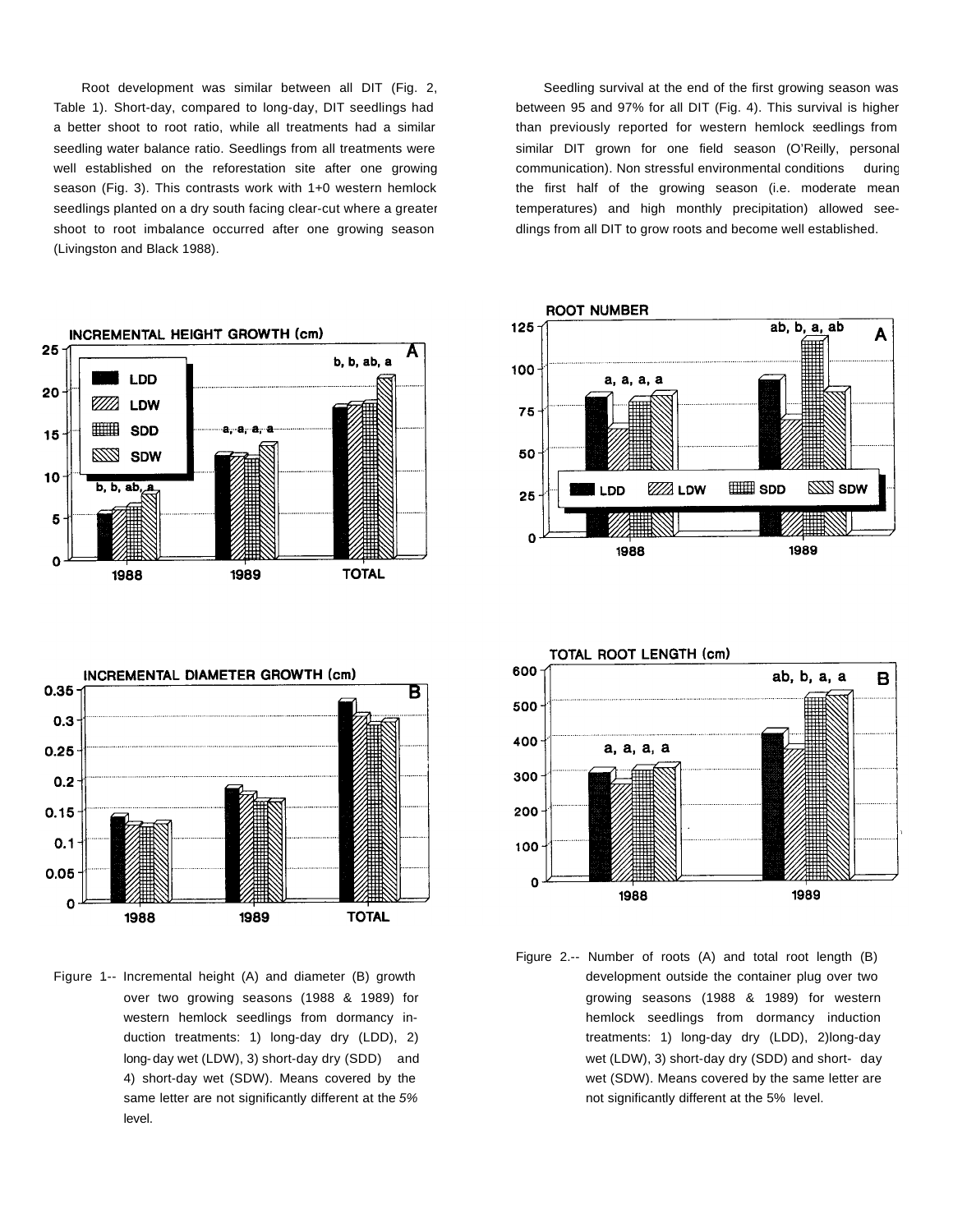Root development was similar between all DIT (Fig. 2, Table 1). Short-day, compared to long-day, DIT seedlings had a better shoot to root ratio, while all treatments had a similar seedling water balance ratio. Seedlings from all treatments were well established on the reforestation site after one growing season (Fig. 3). This contrasts work with 1+0 western hemlock seedlings planted on a dry south facing clear-cut where a greater shoot to root imbalance occurred after one growing season (Livingston and Black 1988).

Seedling survival at the end of the first growing season was between 95 and 97% for all DIT (Fig. 4). This survival is higher than previously reported for western hemlock seedlings from similar DIT grown for one field season (O'Reilly, personal communication). Non stressful environmental conditions during the first half of the growing season (i.e. moderate mean temperatures) and high monthly precipitation) allowed seedlings from all DIT to grow roots and become well established.

Figure 1-- Incremental height (A) and diameter (B) growth over two growing seasons (1988 & 1989) for western hemlock seedlings from dormancy induction treatments: 1) long-day dry (LDD), 2) long-day wet (LDW), 3) short-day dry (SDD) and 4) short-day wet (SDW). Means covered by the same letter are not significantly different at the *5%* level.

Figure 2.-- Number of roots (A) and total root length (B) development outside the container plug over two growing seasons (1988 & 1989) for western hemlock seedlings from dormancy induction treatments: 1) long-day dry (LDD), 2)long-day wet (LDW), 3) short-day dry (SDD) and short- day wet (SDW). Means covered by the same letter are not significantly different at the 5% level.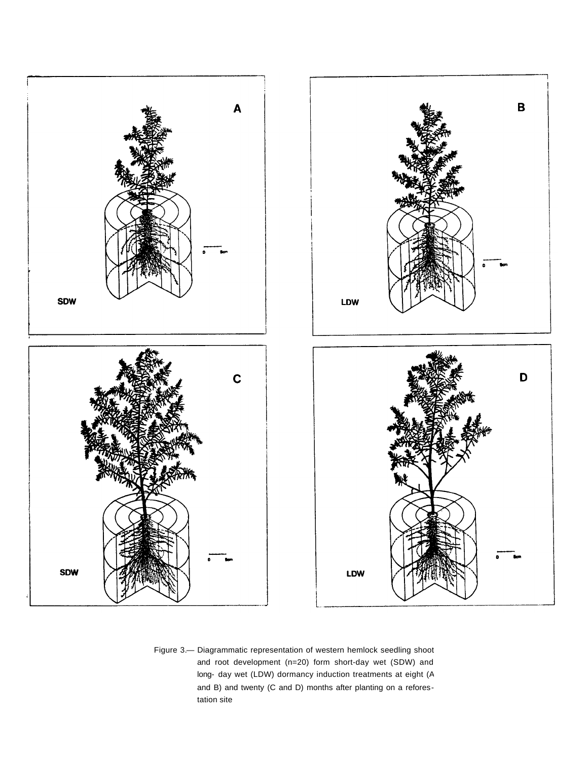Figure 3.— Diagrammatic representation of western hemlock seedling shoot and root development (n=20) form short-day wet (SDW) and long- day wet (LDW) dormancy induction treatments at eight (A and B) and twenty (C and D) months after planting on a reforestation site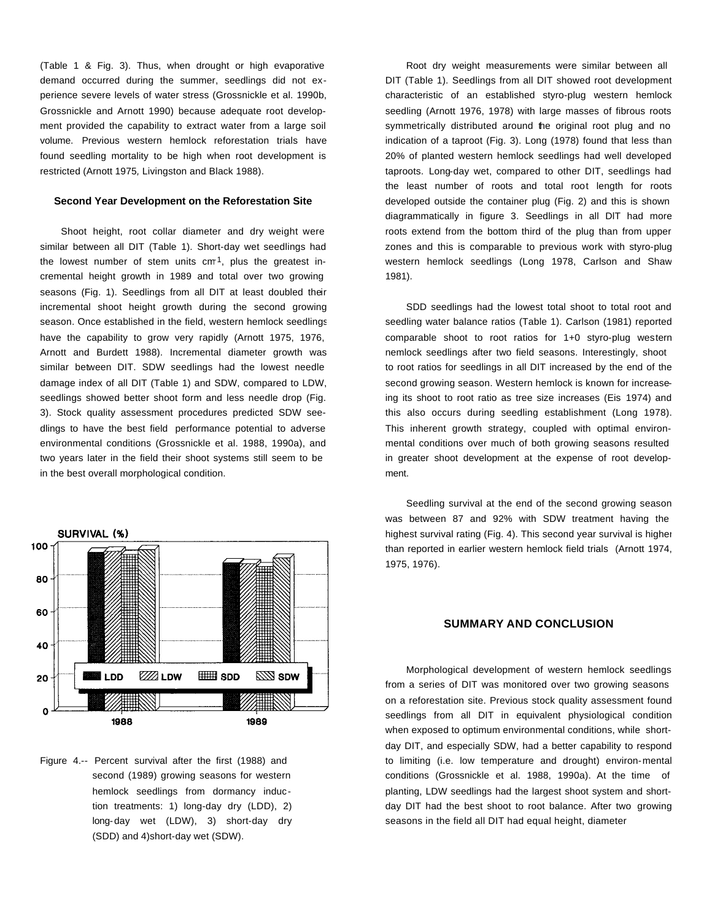(Table 1 & Fig. 3). Thus, when drought or high evaporative demand occurred during the summer, seedlings did not experience severe levels of water stress (Grossnickle et al. 1990b, Grossnickle and Arnott 1990) because adequate root development provided the capability to extract water from a large soil volume. Previous western hemlock reforestation trials have found seedling mortality to be high when root development is restricted (Arnott 1975, Livingston and Black 1988).

### Second Year Development on the Reforestation Site

Shoot height, root collar diameter and dry weight were similar between all DIT (Table 1). Short-day wet seedlings had the lowest number of stem units $cm^{-1}$, plus the greatest incremental height growth in 1989 and total over two growing seasons (Fig. 1). Seedlings from all DIT at least doubled their incremental shoot height growth during the second growing season. Once established in the field, western hemlock seedlings have the capability to grow very rapidly (Arnott 1975, 1976, Arnott and Burdett 1988). Incremental diameter growth was similar between DIT. SDW seedlings had the lowest needle damage index of all DIT (Table 1) and SDW, compared to LDW, seedlings showed better shoot form and less needle drop (Fig. 3). Stock quality assessment procedures predicted SDW seedlings to have the best field performance potential to adverse environmental conditions (Grossnickle et al. 1988, 1990a), and two years later in the field their shoot systems still seem to be in the best overall morphological condition.

Figure 4.-- Percent survival after the first (1988) and second (1989) growing seasons for western hemlock seedlings from dormancy induction treatments: 1) long-day dry (LDD), 2) long-day wet (LDW), 3) short-day dry (SDD) and 4)short-day wet (SDW).

Root dry weight measurements were similar between all DIT (Table 1). Seedlings from all DIT showed root development characteristic of an established styro-plug western hemlock seedling (Arnott 1976, 1978) with large masses of fibrous roots symmetrically distributed around the original root plug and no indication of a taproot (Fig. 3). Long (1978) found that less than 20% of planted western hemlock seedlings had well developed taproots. Long-day wet, compared to other DIT, seedlings had the least number of roots and total root length for roots developed outside the container plug (Fig. 2) and this is shown diagrammatically in figure 3. Seedlings in all DIT had more roots extend from the bottom third of the plug than from upper zones and this is comparable to previous work with styro-plug western hemlock seedlings (Long 1978, Carlson and Shaw 1981).

SDD seedlings had the lowest total shoot to total root and seedling water balance ratios (Table 1). Carlson (1981) reported comparable shoot to root ratios for 1+0 styro-plug western nemlock seedlings after two field seasons. Interestingly, shoot to root ratios for seedlings in all DIT increased by the end of the second growing season. Western hemlock is known for increaseing its shoot to root ratio as tree size increases (Eis 1974) and this also occurs during seedling establishment (Long 1978). This inherent growth strategy, coupled with optimal environmental conditions over much of both growing seasons resulted in greater shoot development at the expense of root development.

Seedling survival at the end of the second growing season was between 87 and 92% with SDW treatment having the highest survival rating (Fig. 4). This second year survival is higher than reported in earlier western hemlock field trials (Arnott 1974, 1975, 1976).

## SUMMARY AND CONCLUSION

Morphological development of western hemlock seedlings from a series of DIT was monitored over two growing seasons on a reforestation site. Previous stock quality assessment found seedlings from all DIT in equivalent physiological condition when exposed to optimum environmental conditions, while short-day DIT, and especially SDW, had a better capability to respond to limiting (i.e. low temperature and drought) environmental conditions (Grossnickle et al. 1988, 1990a). At the time of planting, LDW seedlings had the largest shoot system and short-day DIT had the best shoot to root balance. After two growing seasons in the field all DIT had equal height, diameter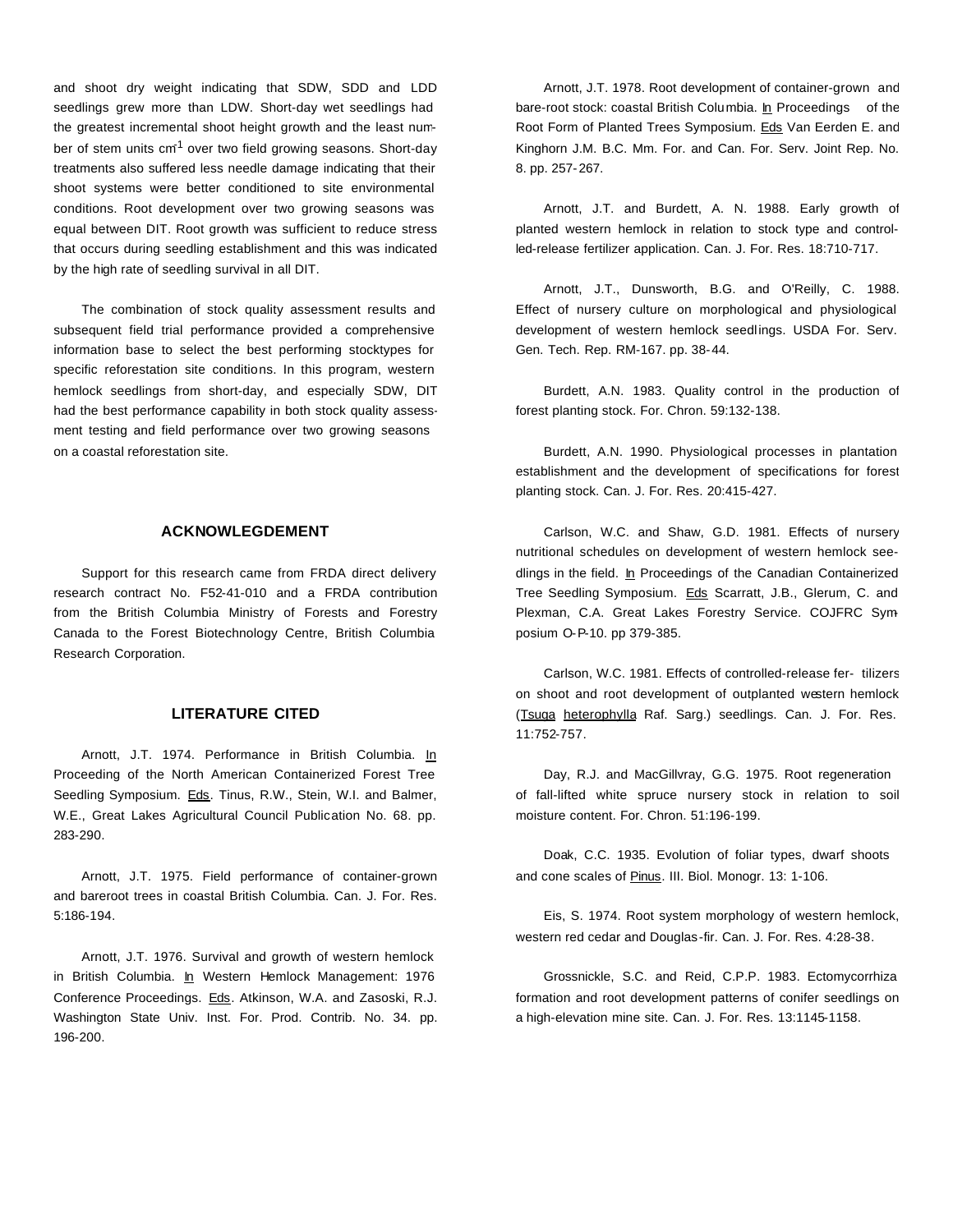and shoot dry weight indicating that SDW, SDD and LDD seedlings grew more than LDW. Short-day wet seedlings had the greatest incremental shoot height growth and the least number of stem units $cm^{-1}$ over two field growing seasons. Short-day treatments also suffered less needle damage indicating that their shoot systems were better conditioned to site environmental conditions. Root development over two growing seasons was equal between DIT. Root growth was sufficient to reduce stress that occurs during seedling establishment and this was indicated by the high rate of seedling survival in all DIT.

The combination of stock quality assessment results and subsequent field trial performance provided a comprehensive information base to select the best performing stocktypes for specific reforestation site conditions. In this program, western hemlock seedlings from short-day, and especially SDW, DIT had the best performance capability in both stock quality assessment testing and field performance over two growing seasons on a coastal reforestation site.

## ACKNOWLEGDEMENT

Support for this research came from FRDA direct delivery research contract No. F52-41-010 and a FRDA contribution from the British Columbia Ministry of Forests and Forestry Canada to the Forest Biotechnology Centre, British Columbia Research Corporation.

## LITERATURE CITED

Arnott, J.T. 1974. Performance in British Columbia. In Proceeding of the North American Containerized Forest Tree Seedling Symposium. Eds. Tinus, R.W., Stein, W.I. and Balmer, W.E., Great Lakes Agricultural Council Publication No. 68. pp. 283-290.

Arnott, J.T. 1975. Field performance of container-grown and bareroot trees in coastal British Columbia. Can. J. For. Res. 5:186-194.

Arnott, J.T. 1976. Survival and growth of western hemlock in British Columbia. In Western Hemlock Management: 1976 Conference Proceedings. Eds. Atkinson, W.A. and Zasoski, R.J. Washington State Univ. Inst. For. Prod. Contrib. No. 34. pp. 196-200.

Arnott, J.T. 1978. Root development of container-grown and bare-root stock: coastal British Columbia. In Proceedings of the Root Form of Planted Trees Symposium. Eds Van Eerden E. and Kinghorn J.M. B.C. Mm. For. and Can. For. Serv. Joint Rep. No. 8. pp. 257-267.

Arnott, J.T. and Burdett, A. N. 1988. Early growth of planted western hemlock in relation to stock type and controlled-release fertilizer application. Can. J. For. Res. 18:710-717.

Arnott, J.T., Dunsworth, B.G. and O'Reilly, C. 1988. Effect of nursery culture on morphological and physiological development of western hemlock seedlings. USDA For. Serv. Gen. Tech. Rep. RM-167. pp. 38-44.

Burdett, A.N. 1983. Quality control in the production of forest planting stock. For. Chron. 59:132-138.

Burdett, A.N. 1990. Physiological processes in plantation establishment and the development of specifications for forest planting stock. Can. J. For. Res. 20:415-427.

Carlson, W.C. and Shaw, G.D. 1981. Effects of nursery nutritional schedules on development of western hemlock seedlings in the field. In Proceedings of the Canadian Containerized Tree Seedling Symposium. Eds Scarratt, J.B., Glerum, C. and Plexman, C.A. Great Lakes Forestry Service. COJFRC Symposium O-P-10. pp 379-385.

Carlson, W.C. 1981. Effects of controlled-release fer- tilizers on shoot and root development of outplanted western hemlock (Tsuga heterophylla Raf. Sarg.) seedlings. Can. J. For. Res. 11:752-757.

Day, R.J. and MacGillvray, G.G. 1975. Root regeneration of fall-lifted white spruce nursery stock in relation to soil moisture content. For. Chron. 51:196-199.

Doak, C.C. 1935. Evolution of foliar types, dwarf shoots and cone scales of Pinus. III. Biol. Monogr. 13: 1-106.

Eis, S. 1974. Root system morphology of western hemlock, western red cedar and Douglas-fir. Can. J. For. Res. 4:28-38.

Grossnickle, S.C. and Reid, C.P.P. 1983. Ectomycorrhiza formation and root development patterns of conifer seedlings on a high-elevation mine site. Can. J. For. Res. 13:1145-1158.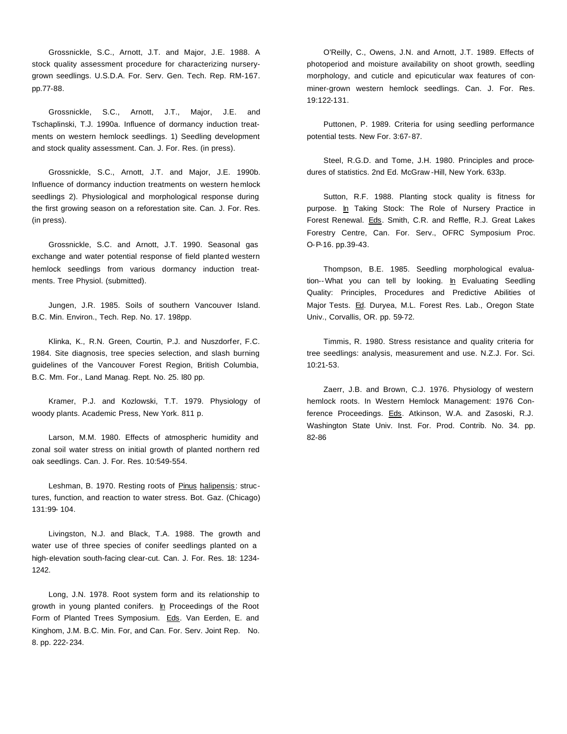Grossnickle, S.C., Arnott, J.T. and Major, J.E. 1988. A stock quality assessment procedure for characterizing nursery-grown seedlings. U.S.D.A. For. Serv. Gen. Tech. Rep. RM-167. pp.77-88.

Grossnickle, S.C., Arnott, J.T., Major, J.E. and Tschaplinski, T.J. 1990a. Influence of dormancy induction treatments on western hemlock seedlings. 1) Seedling development and stock quality assessment. Can. J. For. Res. (in press).

Grossnickle, S.C., Arnott, J.T. and Major, J.E. 1990b. Influence of dormancy induction treatments on western hemlock seedlings 2). Physiological and morphological response during the first growing season on a reforestation site. Can. J. For. Res. (in press).

Grossnickle, S.C. and Arnott, J.T. 1990. Seasonal gas exchange and water potential response of field planted western hemlock seedlings from various dormancy induction treatments. Tree Physiol. (submitted).

Jungen, J.R. 1985. Soils of southern Vancouver Island. B.C. Min. Environ., Tech. Rep. No. 17. 198pp.

Klinka, K., R.N. Green, Courtin, P.J. and Nuszdorfer, F.C. 1984. Site diagnosis, tree species selection, and slash burning guidelines of the Vancouver Forest Region, British Columbia, B.C. Mm. For., Land Manag. Rept. No. 25. l80 pp.

Kramer, P.J. and Kozlowski, T.T. 1979. Physiology of woody plants. Academic Press, New York. 811 p.

Larson, M.M. 1980. Effects of atmospheric humidity and zonal soil water stress on initial growth of planted northern red oak seedlings. Can. J. For. Res. 10:549-554.

Leshman, B. 1970. Resting roots of Pinus halipensis: structures, function, and reaction to water stress. Bot. Gaz. (Chicago) 131:99- 104.

Livingston, N.J. and Black, T.A. 1988. The growth and water use of three species of conifer seedlings planted on a high-elevation south-facing clear-cut. Can. J. For. Res. 18: 1234-1242.

Long, J.N. 1978. Root system form and its relationship to growth in young planted conifers. In Proceedings of the Root Form of Planted Trees Symposium. Eds. Van Eerden, E. and Kinghom, J.M. B.C. Min. For, and Can. For. Serv. Joint Rep. No. 8. pp. 222-234.

O'Reilly, C., Owens, J.N. and Arnott, J.T. 1989. Effects of photoperiod and moisture availability on shoot growth, seedling morphology, and cuticle and epicuticular wax features of con-miner-grown western hemlock seedlings. Can. J. For. Res. 19:122-131.

Puttonen, P. 1989. Criteria for using seedling performance potential tests. New For. 3:67-87.

Steel, R.G.D. and Tome, J.H. 1980. Principles and procedures of statistics. 2nd Ed. McGraw-Hill, New York. 633p.

Sutton, R.F. 1988. Planting stock quality is fitness for purpose. In Taking Stock: The Role of Nursery Practice in Forest Renewal. Eds. Smith, C.R. and Reffle, R.J. Great Lakes Forestry Centre, Can. For. Serv., OFRC Symposium Proc. O-P-16. pp.39-43.

Thompson, B.E. 1985. Seedling morphological evaluation--What you can tell by looking. In Evaluating Seedling Quality: Principles, Procedures and Predictive Abilities of Major Tests. Ed. Duryea, M.L. Forest Res. Lab., Oregon State Univ., Corvallis, OR. pp. 59-72.

Timmis, R. 1980. Stress resistance and quality criteria for tree seedlings: analysis, measurement and use. N.Z.J. For. Sci. 10:21-53.

Zaerr, J.B. and Brown, C.J. 1976. Physiology of western hemlock roots. In Western Hemlock Management: 1976 Conference Proceedings. Eds. Atkinson, W.A. and Zasoski, R.J. Washington State Univ. Inst. For. Prod. Contrib. No. 34. pp. 82-86